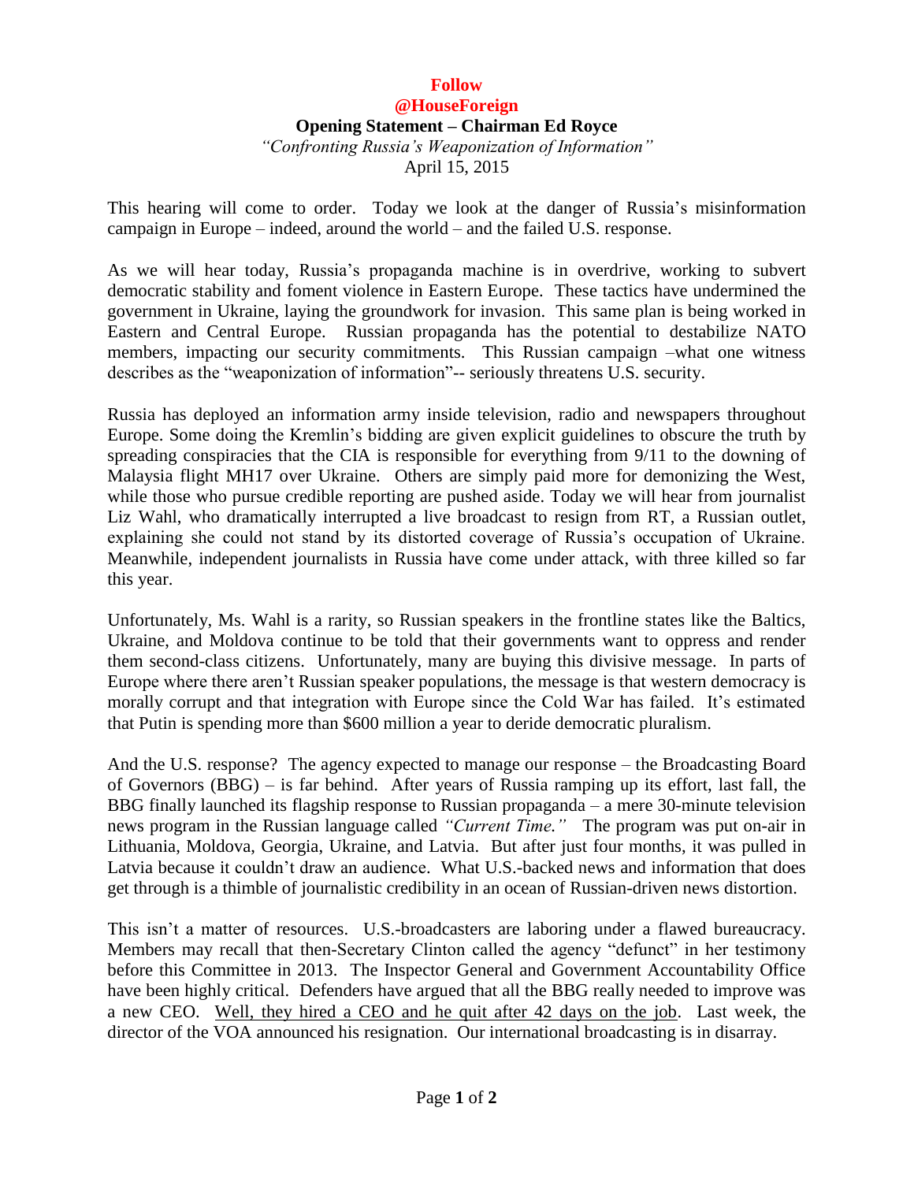**Follow**
**@HouseForeign**

**Opening Statement – Chairman Ed Royce**

*"Confronting Russia's Weaponization of Information"*

April 15, 2015

This hearing will come to order. Today we look at the danger of Russia's misinformation campaign in Europe – indeed, around the world – and the failed U.S. response.

As we will hear today, Russia's propaganda machine is in overdrive, working to subvert democratic stability and foment violence in Eastern Europe. These tactics have undermined the government in Ukraine, laying the groundwork for invasion. This same plan is being worked in Eastern and Central Europe. Russian propaganda has the potential to destabilize NATO members, impacting our security commitments. This Russian campaign –what one witness describes as the "weaponization of information"-- seriously threatens U.S. security.

Russia has deployed an information army inside television, radio and newspapers throughout Europe. Some doing the Kremlin's bidding are given explicit guidelines to obscure the truth by spreading conspiracies that the CIA is responsible for everything from 9/11 to the downing of Malaysia flight MH17 over Ukraine. Others are simply paid more for demonizing the West, while those who pursue credible reporting are pushed aside. Today we will hear from journalist Liz Wahl, who dramatically interrupted a live broadcast to resign from RT, a Russian outlet, explaining she could not stand by its distorted coverage of Russia's occupation of Ukraine. Meanwhile, independent journalists in Russia have come under attack, with three killed so far this year.

Unfortunately, Ms. Wahl is a rarity, so Russian speakers in the frontline states like the Baltics, Ukraine, and Moldova continue to be told that their governments want to oppress and render them second-class citizens. Unfortunately, many are buying this divisive message. In parts of Europe where there aren't Russian speaker populations, the message is that western democracy is morally corrupt and that integration with Europe since the Cold War has failed. It's estimated that Putin is spending more than $600 million a year to deride democratic pluralism.

And the U.S. response? The agency expected to manage our response – the Broadcasting Board of Governors (BBG) – is far behind. After years of Russia ramping up its effort, last fall, the BBG finally launched its flagship response to Russian propaganda – a mere 30-minute television news program in the Russian language called *"Current Time."* The program was put on-air in Lithuania, Moldova, Georgia, Ukraine, and Latvia. But after just four months, it was pulled in Latvia because it couldn't draw an audience. What U.S.-backed news and information that does get through is a thimble of journalistic credibility in an ocean of Russian-driven news distortion.

This isn't a matter of resources. U.S.-broadcasters are laboring under a flawed bureaucracy. Members may recall that then-Secretary Clinton called the agency "defunct" in her testimony before this Committee in 2013. The Inspector General and Government Accountability Office have been highly critical. Defenders have argued that all the BBG really needed to improve was a new CEO. Well, they hired a CEO and he quit after 42 days on the job. Last week, the director of the VOA announced his resignation. Our international broadcasting is in disarray.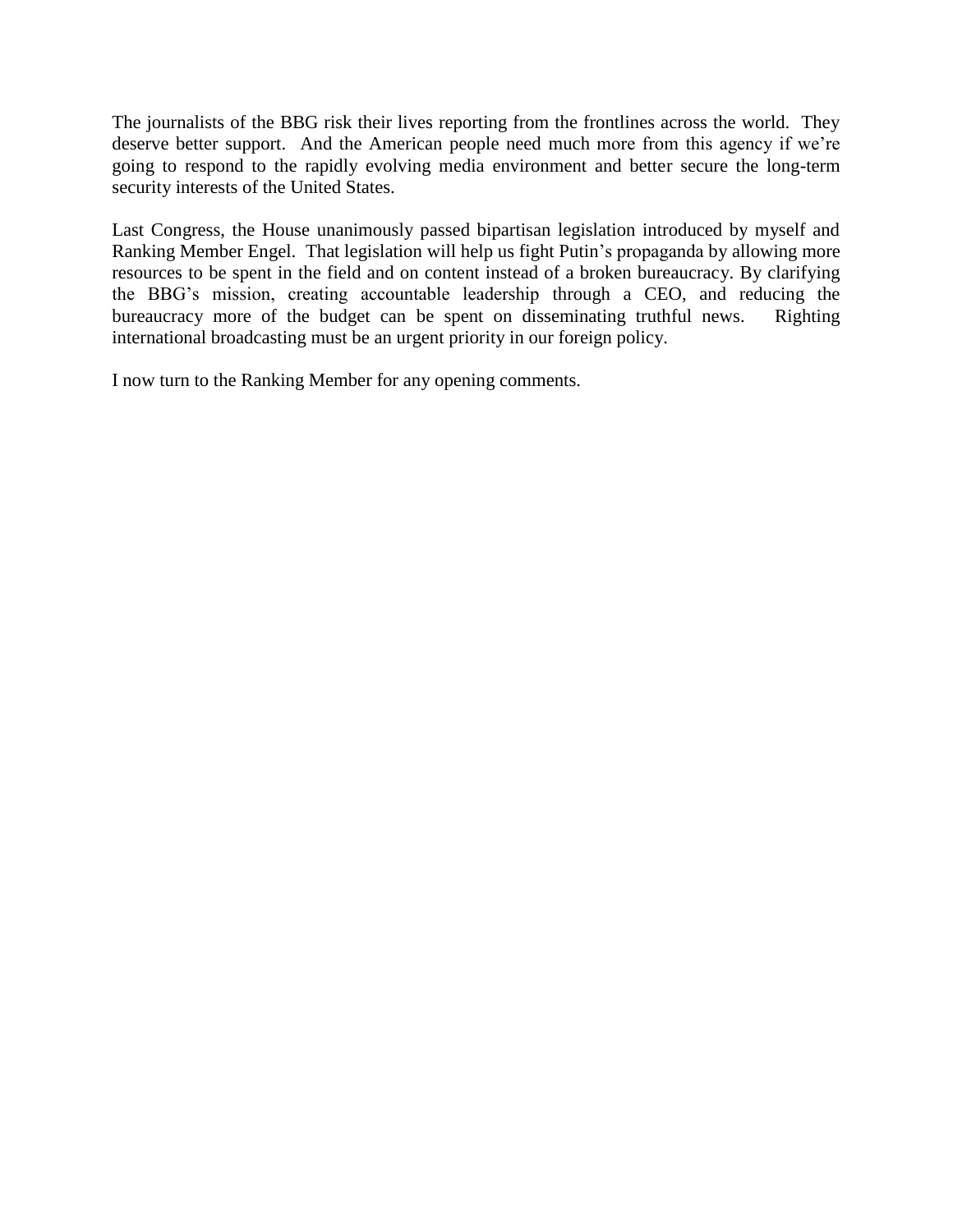The journalists of the BBG risk their lives reporting from the frontlines across the world. They deserve better support. And the American people need much more from this agency if we're going to respond to the rapidly evolving media environment and better secure the long-term security interests of the United States.

Last Congress, the House unanimously passed bipartisan legislation introduced by myself and Ranking Member Engel. That legislation will help us fight Putin's propaganda by allowing more resources to be spent in the field and on content instead of a broken bureaucracy. By clarifying the BBG's mission, creating accountable leadership through a CEO, and reducing the bureaucracy more of the budget can be spent on disseminating truthful news. Righting international broadcasting must be an urgent priority in our foreign policy.

I now turn to the Ranking Member for any opening comments.